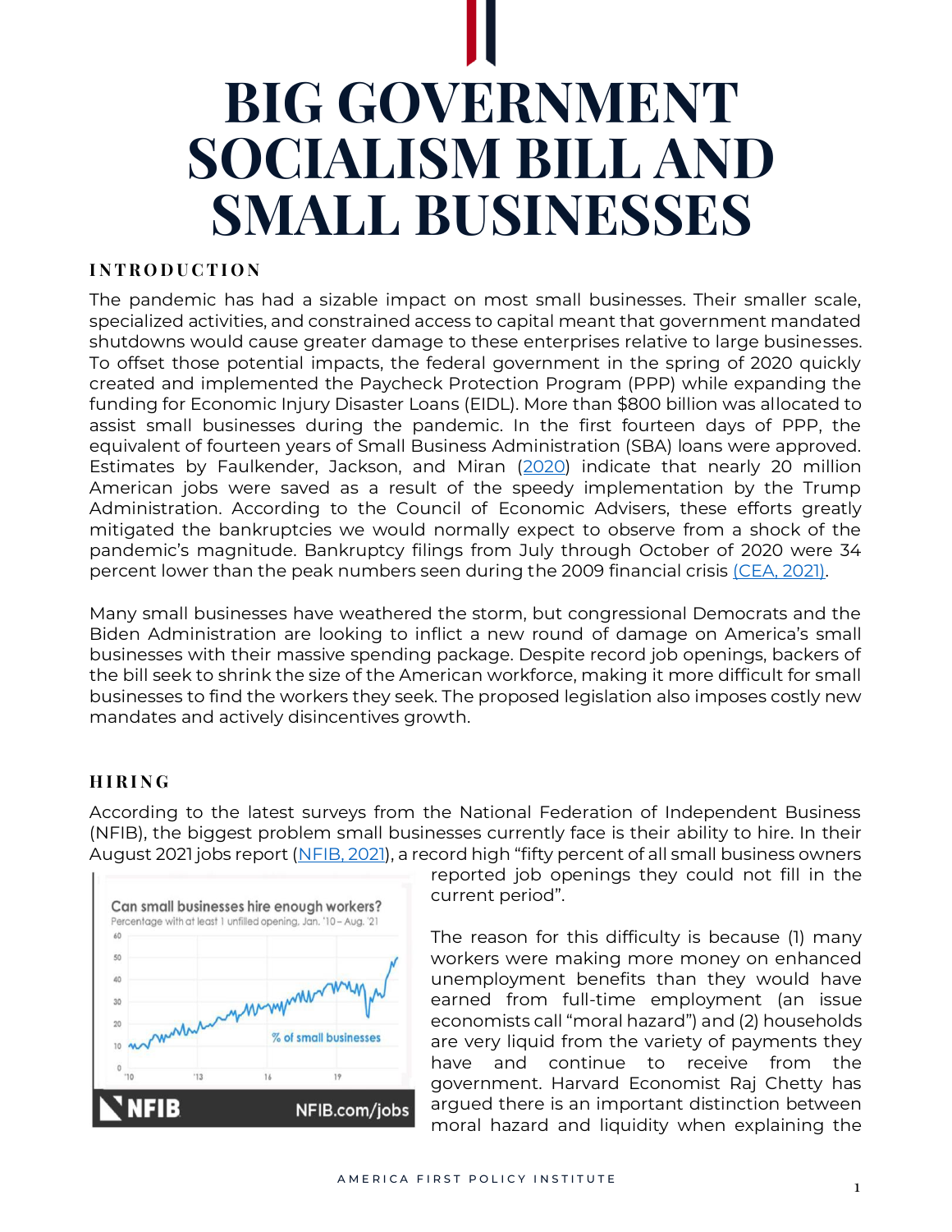# BIG GOVERNMENT SOCIALISM BILL AND SMALL BUSINESSES

## INTRODUCTION

The pandemic has had a sizable impact on most small businesses. Their smaller scale, specialized activities, and constrained access to capital meant that government mandated shutdowns would cause greater damage to these enterprises relative to large businesses. To offset those potential impacts, the federal government in the spring of 2020 quickly created and implemented the Paycheck Protection Program (PPP) while expanding the funding for Economic Injury Disaster Loans (EIDL). More than $800 billion was allocated to assist small businesses during the pandemic. In the first fourteen days of PPP, the equivalent of fourteen years of Small Business Administration (SBA) loans were approved. Estimates by Faulkender, Jackson, and Miran (2020) indicate that nearly 20 million American jobs were saved as a result of the speedy implementation by the Trump Administration. According to the Council of Economic Advisers, these efforts greatly mitigated the bankruptcies we would normally expect to observe from a shock of the pandemic's magnitude. Bankruptcy filings from July through October of 2020 were 34 percent lower than the peak numbers seen during the 2009 financial crisis (CEA, 2021).

Many small businesses have weathered the storm, but congressional Democrats and the Biden Administration are looking to inflict a new round of damage on America's small businesses with their massive spending package. Despite record job openings, backers of the bill seek to shrink the size of the American workforce, making it more difficult for small businesses to find the workers they seek. The proposed legislation also imposes costly new mandates and actively disincentives growth.

## HIRING

According to the latest surveys from the National Federation of Independent Business (NFIB), the biggest problem small businesses currently face is their ability to hire. In their August 2021 jobs report (NFIB, 2021), a record high "fifty percent of all small business owners reported job openings they could not fill in the current period".

The reason for this difficulty is because (1) many workers were making more money on enhanced unemployment benefits than they would have earned from full-time employment (an issue economists call "moral hazard") and (2) households are very liquid from the variety of payments they have and continue to receive from the government. Harvard Economist Raj Chetty has argued there is an important distinction between moral hazard and liquidity when explaining the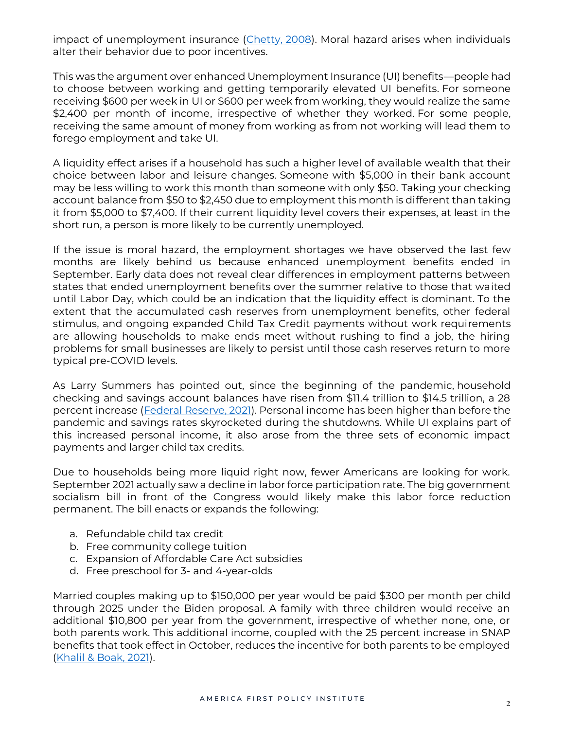impact of unemployment insurance ([Chetty, 2008](#)). Moral hazard arises when individuals alter their behavior due to poor incentives.

This was the argument over enhanced Unemployment Insurance (UI) benefits—people had to choose between working and getting temporarily elevated UI benefits. For someone receiving $600 per week in UI or $600 per week from working, they would realize the same $2,400 per month of income, irrespective of whether they worked. For some people, receiving the same amount of money from working as from not working will lead them to forego employment and take UI.

A liquidity effect arises if a household has such a higher level of available wealth that their choice between labor and leisure changes. Someone with $5,000 in their bank account may be less willing to work this month than someone with only $50. Taking your checking account balance from $50 to $2,450 due to employment this month is different than taking it from $5,000 to $7,400. If their current liquidity level covers their expenses, at least in the short run, a person is more likely to be currently unemployed.

If the issue is moral hazard, the employment shortages we have observed the last few months are likely behind us because enhanced unemployment benefits ended in September. Early data does not reveal clear differences in employment patterns between states that ended unemployment benefits over the summer relative to those that waited until Labor Day, which could be an indication that the liquidity effect is dominant. To the extent that the accumulated cash reserves from unemployment benefits, other federal stimulus, and ongoing expanded Child Tax Credit payments without work requirements are allowing households to make ends meet without rushing to find a job, the hiring problems for small businesses are likely to persist until those cash reserves return to more typical pre-COVID levels.

As Larry Summers has pointed out, since the beginning of the pandemic, household checking and savings account balances have risen from $11.4 trillion to $14.5 trillion, a 28 percent increase ([Federal Reserve, 2021](#)). Personal income has been higher than before the pandemic and savings rates skyrocketed during the shutdowns. While UI explains part of this increased personal income, it also arose from the three sets of economic impact payments and larger child tax credits.

Due to households being more liquid right now, fewer Americans are looking for work. September 2021 actually saw a decline in labor force participation rate. The big government socialism bill in front of the Congress would likely make this labor force reduction permanent. The bill enacts or expands the following:

a. Refundable child tax credit
b. Free community college tuition
c. Expansion of Affordable Care Act subsidies
d. Free preschool for 3- and 4-year-olds

Married couples making up to $150,000 per year would be paid $300 per month per child through 2025 under the Biden proposal. A family with three children would receive an additional $10,800 per year from the government, irrespective of whether none, one, or both parents work. This additional income, coupled with the 25 percent increase in SNAP benefits that took effect in October, reduces the incentive for both parents to be employed ([Khalil & Boak, 2021](#)).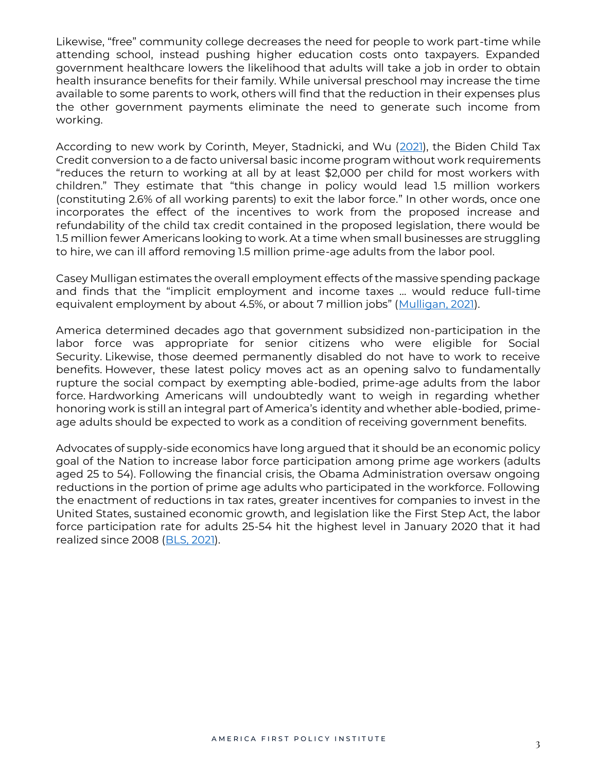Likewise, “free” community college decreases the need for people to work part-time while attending school, instead pushing higher education costs onto taxpayers. Expanded government healthcare lowers the likelihood that adults will take a job in order to obtain health insurance benefits for their family. While universal preschool may increase the time available to some parents to work, others will find that the reduction in their expenses plus the other government payments eliminate the need to generate such income from working.

According to new work by Corinth, Meyer, Stadnicki, and Wu (2021), the Biden Child Tax Credit conversion to a de facto universal basic income program without work requirements “reduces the return to working at all by at least $2,000 per child for most workers with children.” They estimate that “this change in policy would lead 1.5 million workers (constituting 2.6% of all working parents) to exit the labor force.” In other words, once one incorporates the effect of the incentives to work from the proposed increase and refundability of the child tax credit contained in the proposed legislation, there would be 1.5 million fewer Americans looking to work. At a time when small businesses are struggling to hire, we can ill afford removing 1.5 million prime-age adults from the labor pool.

Casey Mulligan estimates the overall employment effects of the massive spending package and finds that the “implicit employment and income taxes … would reduce full-time equivalent employment by about 4.5%, or about 7 million jobs” (Mulligan, 2021).

America determined decades ago that government subsidized non-participation in the labor force was appropriate for senior citizens who were eligible for Social Security. Likewise, those deemed permanently disabled do not have to work to receive benefits. However, these latest policy moves act as an opening salvo to fundamentally rupture the social compact by exempting able-bodied, prime-age adults from the labor force. Hardworking Americans will undoubtedly want to weigh in regarding whether honoring work is still an integral part of America’s identity and whether able-bodied, prime-age adults should be expected to work as a condition of receiving government benefits.

Advocates of supply-side economics have long argued that it should be an economic policy goal of the Nation to increase labor force participation among prime age workers (adults aged 25 to 54). Following the financial crisis, the Obama Administration oversaw ongoing reductions in the portion of prime age adults who participated in the workforce. Following the enactment of reductions in tax rates, greater incentives for companies to invest in the United States, sustained economic growth, and legislation like the First Step Act, the labor force participation rate for adults 25-54 hit the highest level in January 2020 that it had realized since 2008 (BLS, 2021).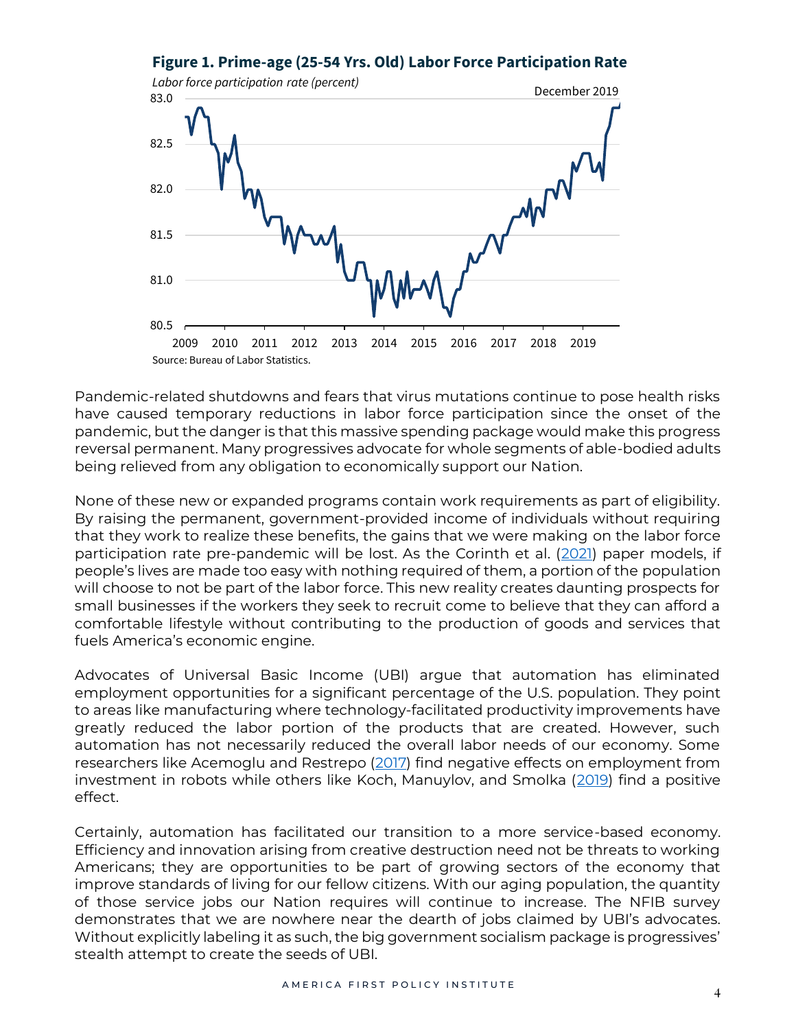**Figure 1. Prime-age (25-54 Yrs. Old) Labor Force Participation Rate**

*Labor force participation rate (percent)*

December 2019

Source: Bureau of Labor Statistics.

Pandemic-related shutdowns and fears that virus mutations continue to pose health risks have caused temporary reductions in labor force participation since the onset of the pandemic, but the danger is that this massive spending package would make this progress reversal permanent. Many progressives advocate for whole segments of able-bodied adults being relieved from any obligation to economically support our Nation.

None of these new or expanded programs contain work requirements as part of eligibility. By raising the permanent, government-provided income of individuals without requiring that they work to realize these benefits, the gains that we were making on the labor force participation rate pre-pandemic will be lost. As the Corinth et al. (2021) paper models, if people's lives are made too easy with nothing required of them, a portion of the population will choose to not be part of the labor force. This new reality creates daunting prospects for small businesses if the workers they seek to recruit come to believe that they can afford a comfortable lifestyle without contributing to the production of goods and services that fuels America's economic engine.

Advocates of Universal Basic Income (UBI) argue that automation has eliminated employment opportunities for a significant percentage of the U.S. population. They point to areas like manufacturing where technology-facilitated productivity improvements have greatly reduced the labor portion of the products that are created. However, such automation has not necessarily reduced the overall labor needs of our economy. Some researchers like Acemoglu and Restrepo (2017) find negative effects on employment from investment in robots while others like Koch, Manuylov, and Smolka (2019) find a positive effect.

Certainly, automation has facilitated our transition to a more service-based economy. Efficiency and innovation arising from creative destruction need not be threats to working Americans; they are opportunities to be part of growing sectors of the economy that improve standards of living for our fellow citizens. With our aging population, the quantity of those service jobs our Nation requires will continue to increase. The NFIB survey demonstrates that we are nowhere near the dearth of jobs claimed by UBI's advocates. Without explicitly labeling it as such, the big government socialism package is progressives' stealth attempt to create the seeds of UBI.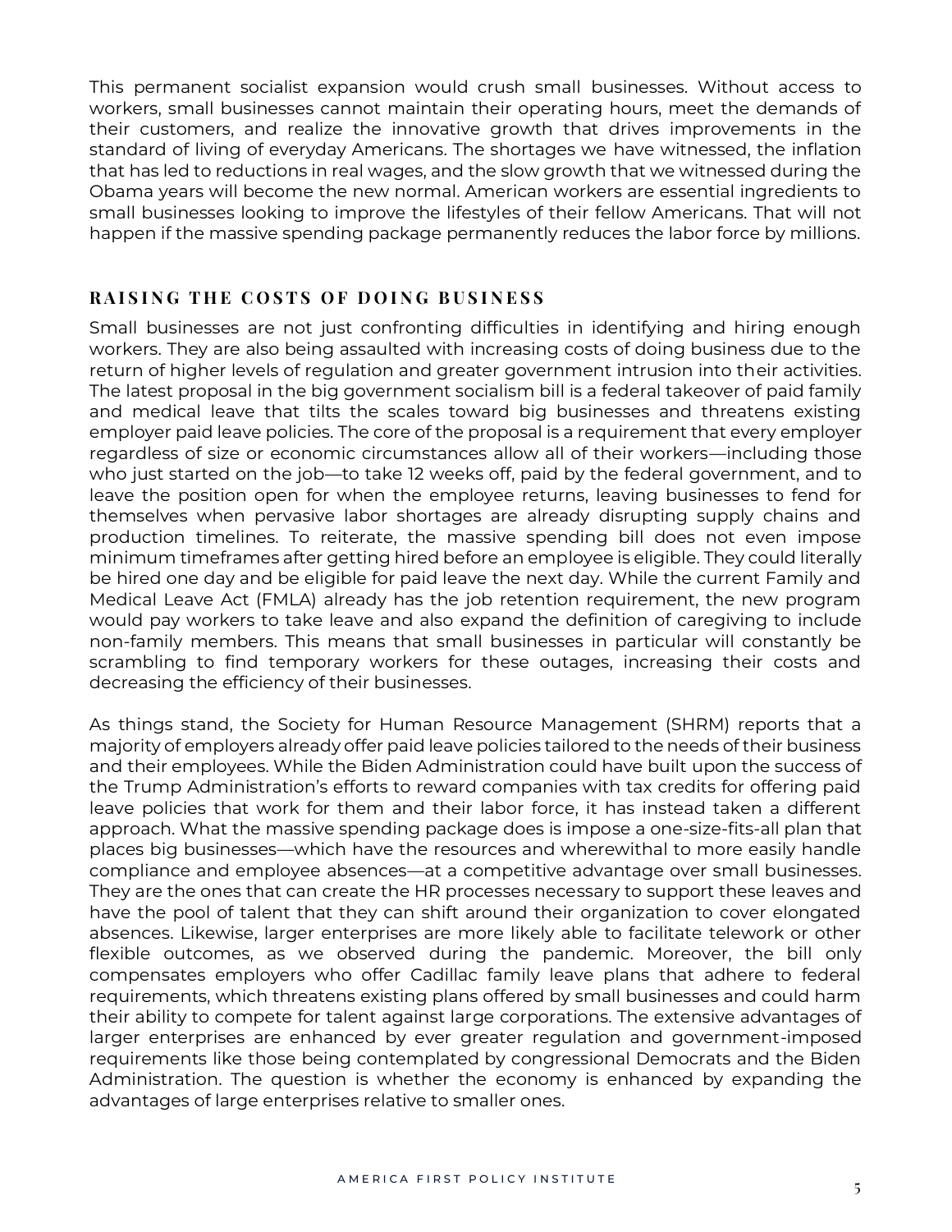This permanent socialist expansion would crush small businesses. Without access to workers, small businesses cannot maintain their operating hours, meet the demands of their customers, and realize the innovative growth that drives improvements in the standard of living of everyday Americans. The shortages we have witnessed, the inflation that has led to reductions in real wages, and the slow growth that we witnessed during the Obama years will become the new normal. American workers are essential ingredients to small businesses looking to improve the lifestyles of their fellow Americans. That will not happen if the massive spending package permanently reduces the labor force by millions.

## RAISING THE COSTS OF DOING BUSINESS

Small businesses are not just confronting difficulties in identifying and hiring enough workers. They are also being assaulted with increasing costs of doing business due to the return of higher levels of regulation and greater government intrusion into their activities. The latest proposal in the big government socialism bill is a federal takeover of paid family and medical leave that tilts the scales toward big businesses and threatens existing employer paid leave policies. The core of the proposal is a requirement that every employer regardless of size or economic circumstances allow all of their workers—including those who just started on the job—to take 12 weeks off, paid by the federal government, and to leave the position open for when the employee returns, leaving businesses to fend for themselves when pervasive labor shortages are already disrupting supply chains and production timelines. To reiterate, the massive spending bill does not even impose minimum timeframes after getting hired before an employee is eligible. They could literally be hired one day and be eligible for paid leave the next day. While the current Family and Medical Leave Act (FMLA) already has the job retention requirement, the new program would pay workers to take leave and also expand the definition of caregiving to include non-family members. This means that small businesses in particular will constantly be scrambling to find temporary workers for these outages, increasing their costs and decreasing the efficiency of their businesses.

As things stand, the Society for Human Resource Management (SHRM) reports that a majority of employers already offer paid leave policies tailored to the needs of their business and their employees. While the Biden Administration could have built upon the success of the Trump Administration's efforts to reward companies with tax credits for offering paid leave policies that work for them and their labor force, it has instead taken a different approach. What the massive spending package does is impose a one-size-fits-all plan that places big businesses—which have the resources and wherewithal to more easily handle compliance and employee absences—at a competitive advantage over small businesses. They are the ones that can create the HR processes necessary to support these leaves and have the pool of talent that they can shift around their organization to cover elongated absences. Likewise, larger enterprises are more likely able to facilitate telework or other flexible outcomes, as we observed during the pandemic. Moreover, the bill only compensates employers who offer Cadillac family leave plans that adhere to federal requirements, which threatens existing plans offered by small businesses and could harm their ability to compete for talent against large corporations. The extensive advantages of larger enterprises are enhanced by ever greater regulation and government-imposed requirements like those being contemplated by congressional Democrats and the Biden Administration. The question is whether the economy is enhanced by expanding the advantages of large enterprises relative to smaller ones.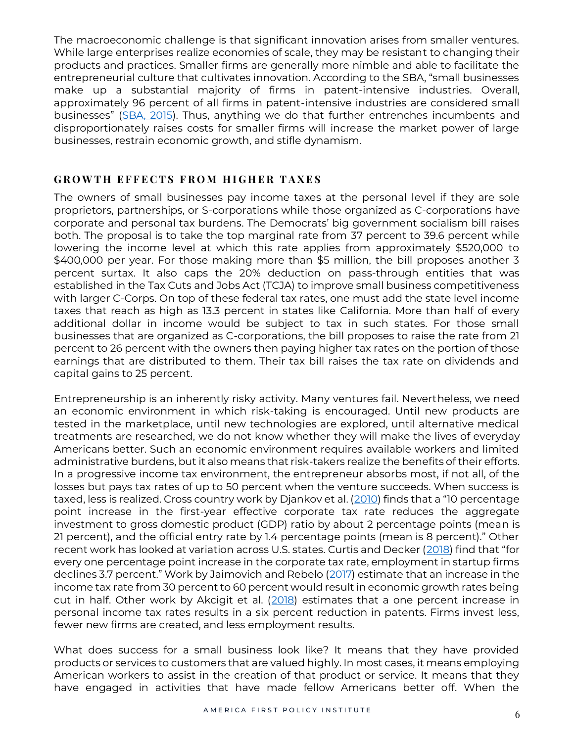The macroeconomic challenge is that significant innovation arises from smaller ventures. While large enterprises realize economies of scale, they may be resistant to changing their products and practices. Smaller firms are generally more nimble and able to facilitate the entrepreneurial culture that cultivates innovation. According to the SBA, "small businesses make up a substantial majority of firms in patent-intensive industries. Overall, approximately 96 percent of all firms in patent-intensive industries are considered small businesses" ([SBA, 2015](#)). Thus, anything we do that further entrenches incumbents and disproportionately raises costs for smaller firms will increase the market power of large businesses, restrain economic growth, and stifle dynamism.

## GROWTH EFFECTS FROM HIGHER TAXES

The owners of small businesses pay income taxes at the personal level if they are sole proprietors, partnerships, or S-corporations while those organized as C-corporations have corporate and personal tax burdens. The Democrats' big government socialism bill raises both. The proposal is to take the top marginal rate from 37 percent to 39.6 percent while lowering the income level at which this rate applies from approximately $520,000 to $400,000 per year. For those making more than $5 million, the bill proposes another 3 percent surtax. It also caps the 20% deduction on pass-through entities that was established in the Tax Cuts and Jobs Act (TCJA) to improve small business competitiveness with larger C-Corps. On top of these federal tax rates, one must add the state level income taxes that reach as high as 13.3 percent in states like California. More than half of every additional dollar in income would be subject to tax in such states. For those small businesses that are organized as C-corporations, the bill proposes to raise the rate from 21 percent to 26 percent with the owners then paying higher tax rates on the portion of those earnings that are distributed to them. Their tax bill raises the tax rate on dividends and capital gains to 25 percent.

Entrepreneurship is an inherently risky activity. Many ventures fail. Nevertheless, we need an economic environment in which risk-taking is encouraged. Until new products are tested in the marketplace, until new technologies are explored, until alternative medical treatments are researched, we do not know whether they will make the lives of everyday Americans better. Such an economic environment requires available workers and limited administrative burdens, but it also means that risk-takers realize the benefits of their efforts. In a progressive income tax environment, the entrepreneur absorbs most, if not all, of the losses but pays tax rates of up to 50 percent when the venture succeeds. When success is taxed, less is realized. Cross country work by Djankov et al. ([2010](#)) finds that a "10 percentage point increase in the first-year effective corporate tax rate reduces the aggregate investment to gross domestic product (GDP) ratio by about 2 percentage points (mean is 21 percent), and the official entry rate by 1.4 percentage points (mean is 8 percent)." Other recent work has looked at variation across U.S. states. Curtis and Decker ([2018](#)) find that "for every one percentage point increase in the corporate tax rate, employment in startup firms declines 3.7 percent." Work by Jaimovich and Rebelo ([2017](#)) estimate that an increase in the income tax rate from 30 percent to 60 percent would result in economic growth rates being cut in half. Other work by Akcigit et al. ([2018](#)) estimates that a one percent increase in personal income tax rates results in a six percent reduction in patents. Firms invest less, fewer new firms are created, and less employment results.

What does success for a small business look like? It means that they have provided products or services to customers that are valued highly. In most cases, it means employing American workers to assist in the creation of that product or service. It means that they have engaged in activities that have made fellow Americans better off. When the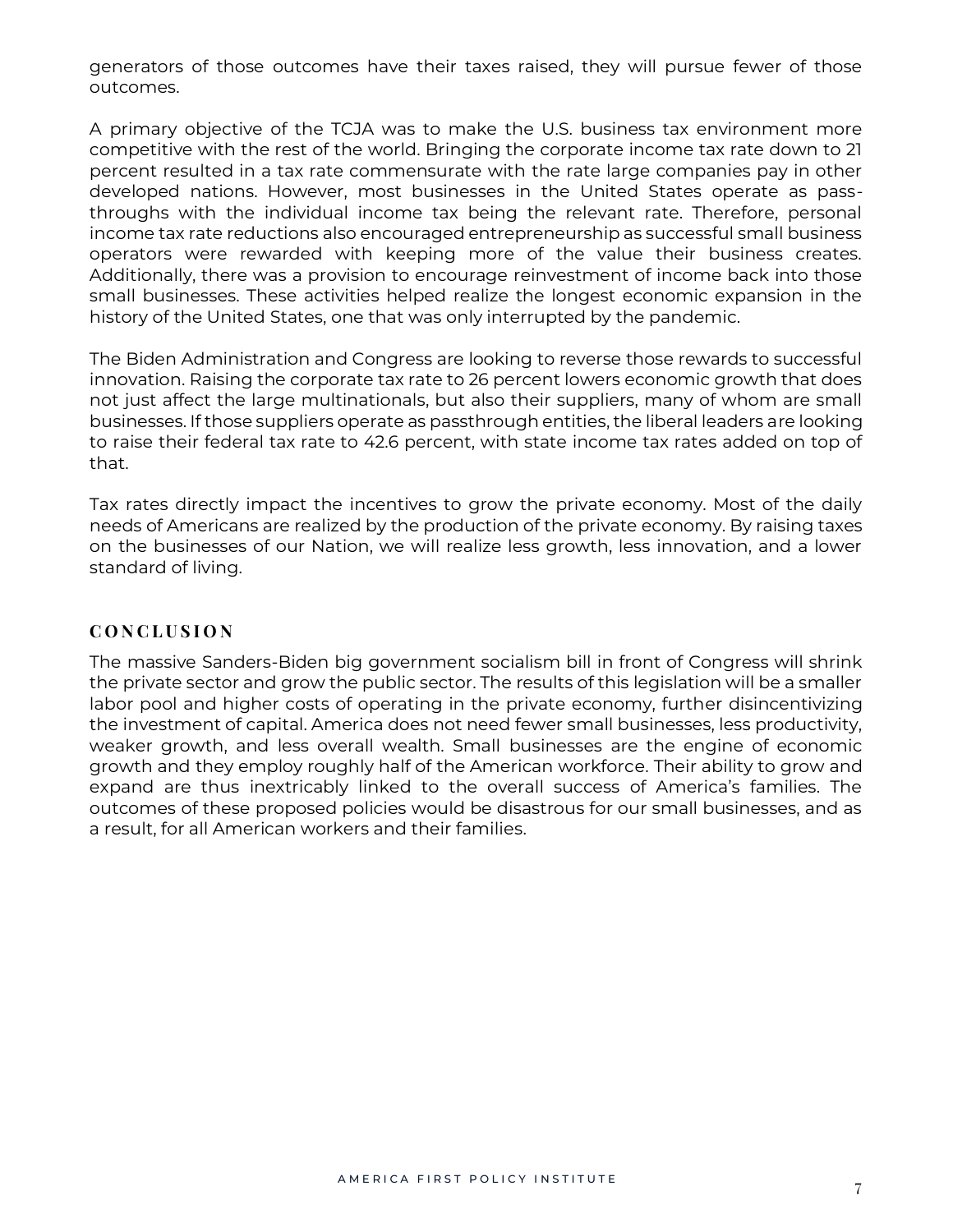generators of those outcomes have their taxes raised, they will pursue fewer of those outcomes.

A primary objective of the TCJA was to make the U.S. business tax environment more competitive with the rest of the world. Bringing the corporate income tax rate down to 21 percent resulted in a tax rate commensurate with the rate large companies pay in other developed nations. However, most businesses in the United States operate as pass-throughs with the individual income tax being the relevant rate. Therefore, personal income tax rate reductions also encouraged entrepreneurship as successful small business operators were rewarded with keeping more of the value their business creates. Additionally, there was a provision to encourage reinvestment of income back into those small businesses. These activities helped realize the longest economic expansion in the history of the United States, one that was only interrupted by the pandemic.

The Biden Administration and Congress are looking to reverse those rewards to successful innovation. Raising the corporate tax rate to 26 percent lowers economic growth that does not just affect the large multinationals, but also their suppliers, many of whom are small businesses. If those suppliers operate as passthrough entities, the liberal leaders are looking to raise their federal tax rate to 42.6 percent, with state income tax rates added on top of that.

Tax rates directly impact the incentives to grow the private economy. Most of the daily needs of Americans are realized by the production of the private economy. By raising taxes on the businesses of our Nation, we will realize less growth, less innovation, and a lower standard of living.

## CONCLUSION

The massive Sanders-Biden big government socialism bill in front of Congress will shrink the private sector and grow the public sector. The results of this legislation will be a smaller labor pool and higher costs of operating in the private economy, further disincentivizing the investment of capital. America does not need fewer small businesses, less productivity, weaker growth, and less overall wealth. Small businesses are the engine of economic growth and they employ roughly half of the American workforce. Their ability to grow and expand are thus inextricably linked to the overall success of America's families. The outcomes of these proposed policies would be disastrous for our small businesses, and as a result, for all American workers and their families.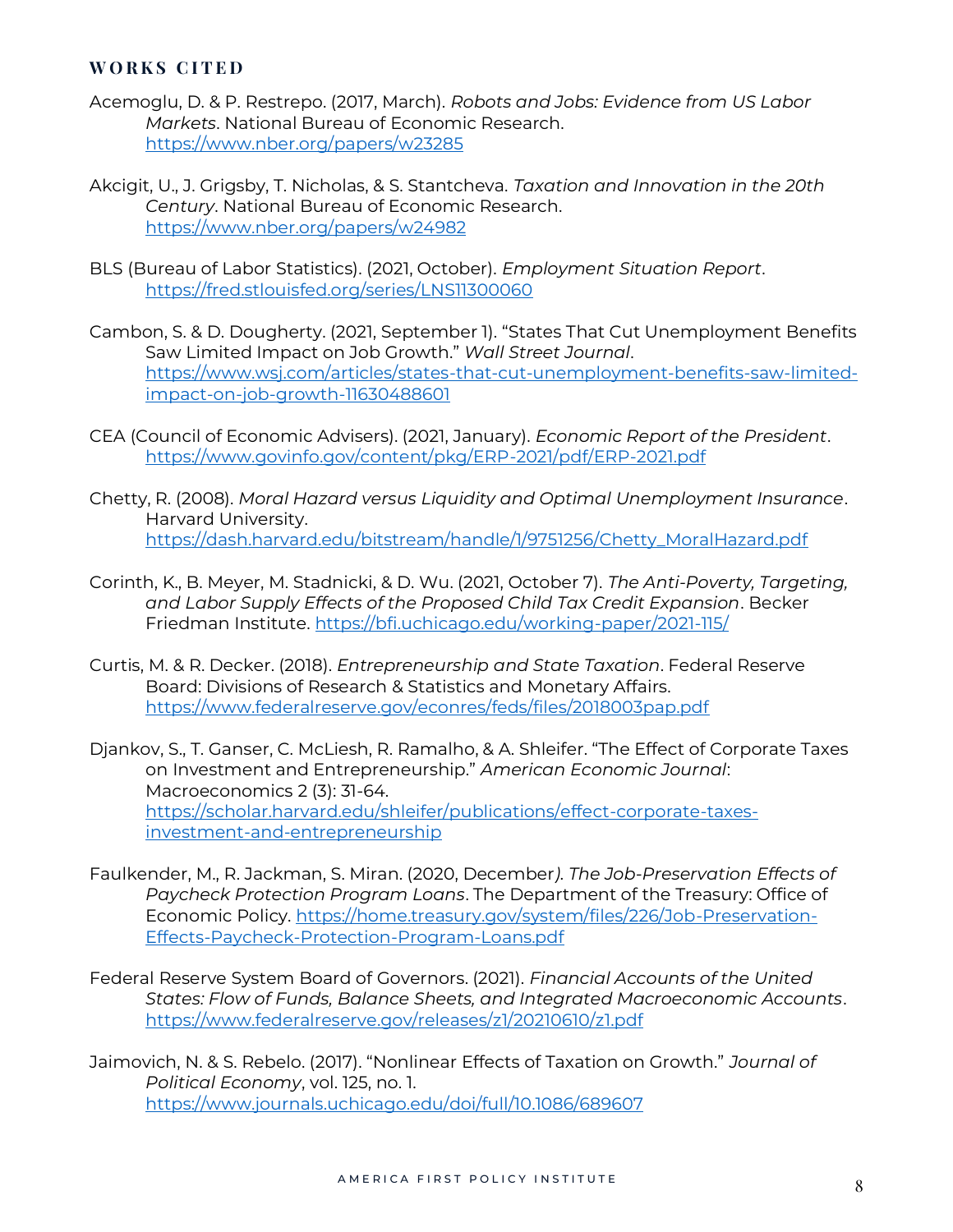## WORKS CITED

Acemoglu, D. & P. Restrepo. (2017, March). *Robots and Jobs: Evidence from US Labor Markets*. National Bureau of Economic Research. https://www.nber.org/papers/w23285

Akcigit, U., J. Grigsby, T. Nicholas, & S. Stantcheva. *Taxation and Innovation in the 20th Century*. National Bureau of Economic Research. https://www.nber.org/papers/w24982

BLS (Bureau of Labor Statistics). (2021, October). *Employment Situation Report*. https://fred.stlouisfed.org/series/LNS11300060

Cambon, S. & D. Dougherty. (2021, September 1). "States That Cut Unemployment Benefits Saw Limited Impact on Job Growth." *Wall Street Journal*. https://www.wsj.com/articles/states-that-cut-unemployment-benefits-saw-limited-impact-on-job-growth-11630488601

CEA (Council of Economic Advisers). (2021, January). *Economic Report of the President*. https://www.govinfo.gov/content/pkg/ERP-2021/pdf/ERP-2021.pdf

Chetty, R. (2008). *Moral Hazard versus Liquidity and Optimal Unemployment Insurance*. Harvard University. https://dash.harvard.edu/bitstream/handle/1/9751256/Chetty_MoralHazard.pdf

Corinth, K., B. Meyer, M. Stadnicki, & D. Wu. (2021, October 7). *The Anti-Poverty, Targeting, and Labor Supply Effects of the Proposed Child Tax Credit Expansion*. Becker Friedman Institute. https://bfi.uchicago.edu/working-paper/2021-115/

Curtis, M. & R. Decker. (2018). *Entrepreneurship and State Taxation*. Federal Reserve Board: Divisions of Research & Statistics and Monetary Affairs. https://www.federalreserve.gov/econres/feds/files/2018003pap.pdf

Djankov, S., T. Ganser, C. McLiesh, R. Ramalho, & A. Shleifer. "The Effect of Corporate Taxes on Investment and Entrepreneurship." *American Economic Journal*: Macroeconomics 2 (3): 31-64. https://scholar.harvard.edu/shleifer/publications/effect-corporate-taxes-investment-and-entrepreneurship

Faulkender, M., R. Jackman, S. Miran. (2020, December). *The Job-Preservation Effects of Paycheck Protection Program Loans*. The Department of the Treasury: Office of Economic Policy. https://home.treasury.gov/system/files/226/Job-Preservation-Effects-Paycheck-Protection-Program-Loans.pdf

Federal Reserve System Board of Governors. (2021). *Financial Accounts of the United States: Flow of Funds, Balance Sheets, and Integrated Macroeconomic Accounts*. https://www.federalreserve.gov/releases/z1/20210610/z1.pdf

Jaimovich, N. & S. Rebelo. (2017). "Nonlinear Effects of Taxation on Growth." *Journal of Political Economy*, vol. 125, no. 1. https://www.journals.uchicago.edu/doi/full/10.1086/689607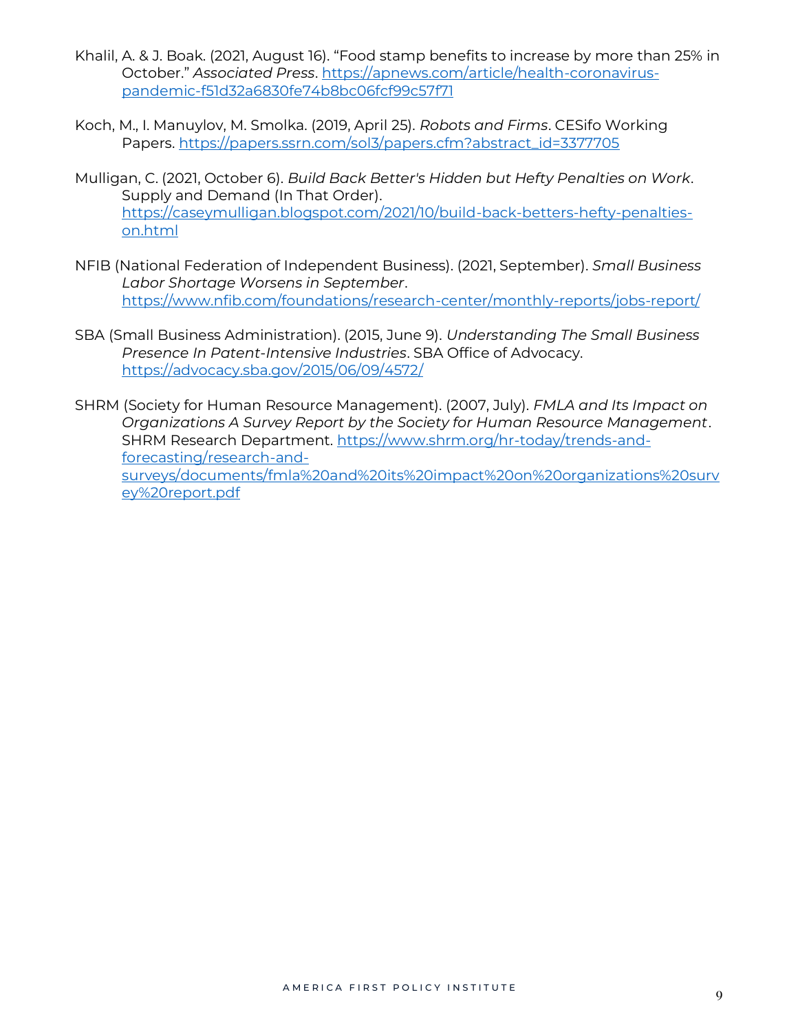Khalil, A. & J. Boak. (2021, August 16). "Food stamp benefits to increase by more than 25% in October." *Associated Press*. https://apnews.com/article/health-coronavirus-pandemic-f51d32a6830fe74b8bc06fcf99c57f71

Koch, M., I. Manuylov, M. Smolka. (2019, April 25). *Robots and Firms*. CESifo Working Papers. https://papers.ssrn.com/sol3/papers.cfm?abstract_id=3377705

Mulligan, C. (2021, October 6). *Build Back Better's Hidden but Hefty Penalties on Work*. Supply and Demand (In That Order). https://caseymulligan.blogspot.com/2021/10/build-back-betters-hefty-penalties-on.html

NFIB (National Federation of Independent Business). (2021, September). *Small Business Labor Shortage Worsens in September*. https://www.nfib.com/foundations/research-center/monthly-reports/jobs-report/

SBA (Small Business Administration). (2015, June 9). *Understanding The Small Business Presence In Patent-Intensive Industries*. SBA Office of Advocacy. https://advocacy.sba.gov/2015/06/09/4572/

SHRM (Society for Human Resource Management). (2007, July). *FMLA and Its Impact on Organizations A Survey Report by the Society for Human Resource Management*. SHRM Research Department. https://www.shrm.org/hr-today/trends-and-forecasting/research-and-surveys/documents/fmla%20and%20its%20impact%20on%20organizations%20survey%20report.pdf